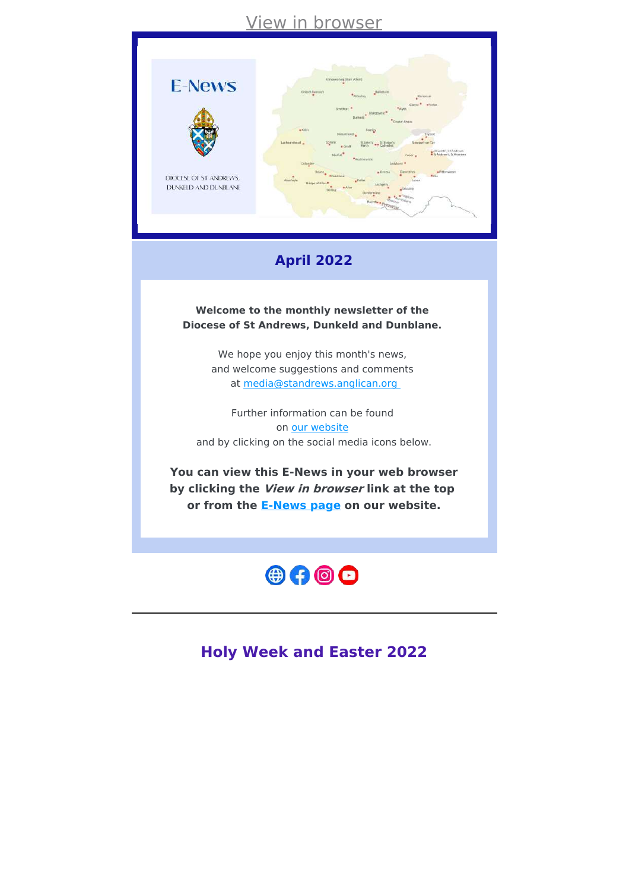View in browser

E-News

DIOCESE OF ST ANDREWS, DUNKELD AND DUNBLANE

## April 2022

**Welcome to the monthly newsletter of the Diocese of St Andrews, Dunkeld and Dunblane.**

We hope you enjoy this month's news, and welcome suggestions and comments at media@standrews.anglican.org

Further information can be found on our website and by clicking on the social media icons below.

**You can view this E-News in your web browser by clicking the *View in browser* link at the top or from the E-News page on our website.**

---

## Holy Week and Easter 2022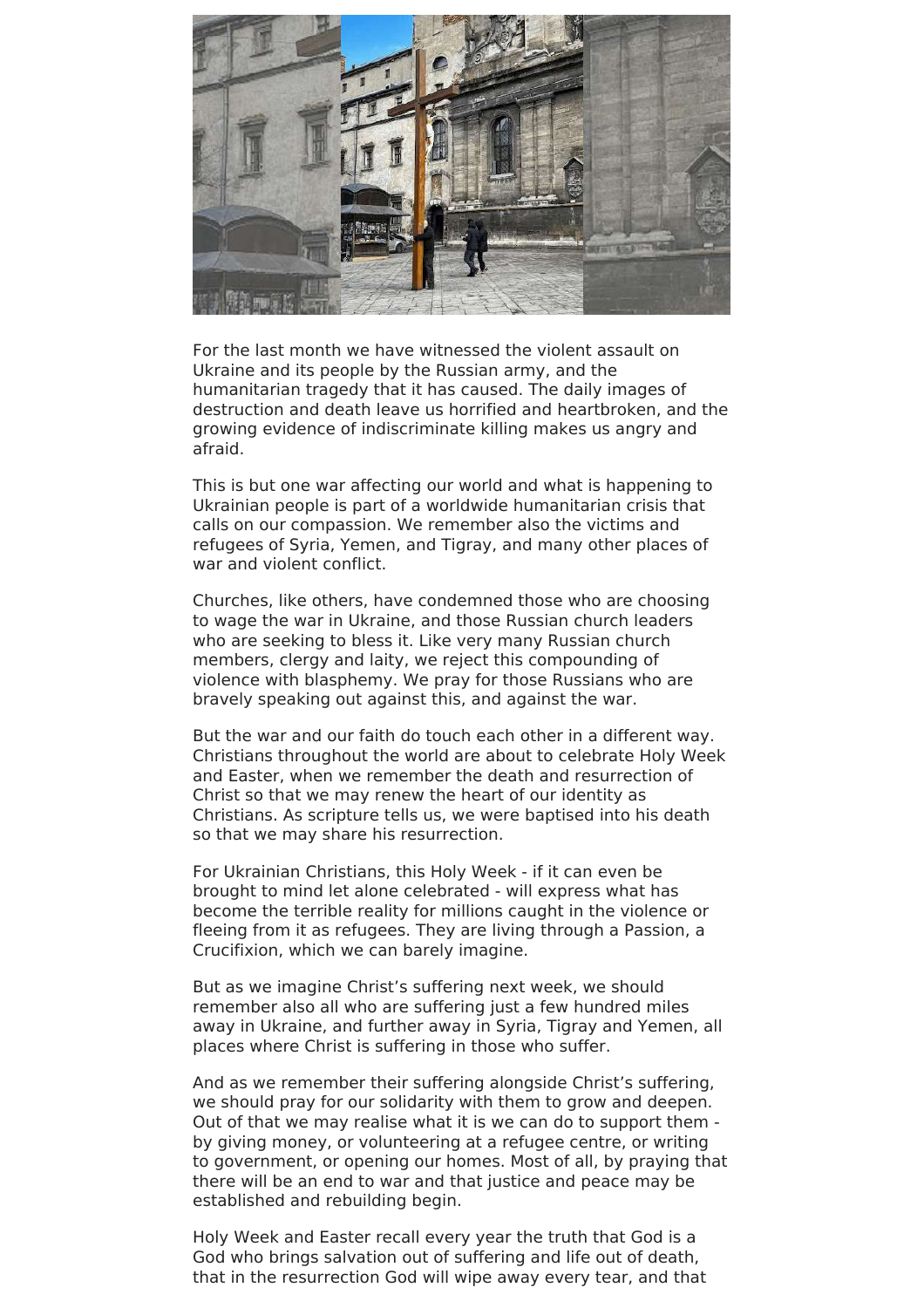For the last month we have witnessed the violent assault on Ukraine and its people by the Russian army, and the humanitarian tragedy that it has caused. The daily images of destruction and death leave us horrified and heartbroken, and the growing evidence of indiscriminate killing makes us angry and afraid.

This is but one war affecting our world and what is happening to Ukrainian people is part of a worldwide humanitarian crisis that calls on our compassion. We remember also the victims and refugees of Syria, Yemen, and Tigray, and many other places of war and violent conflict.

Churches, like others, have condemned those who are choosing to wage the war in Ukraine, and those Russian church leaders who are seeking to bless it. Like very many Russian church members, clergy and laity, we reject this compounding of violence with blasphemy. We pray for those Russians who are bravely speaking out against this, and against the war.

But the war and our faith do touch each other in a different way. Christians throughout the world are about to celebrate Holy Week and Easter, when we remember the death and resurrection of Christ so that we may renew the heart of our identity as Christians. As scripture tells us, we were baptised into his death so that we may share his resurrection.

For Ukrainian Christians, this Holy Week - if it can even be brought to mind let alone celebrated - will express what has become the terrible reality for millions caught in the violence or fleeing from it as refugees. They are living through a Passion, a Crucifixion, which we can barely imagine.

But as we imagine Christ's suffering next week, we should remember also all who are suffering just a few hundred miles away in Ukraine, and further away in Syria, Tigray and Yemen, all places where Christ is suffering in those who suffer.

And as we remember their suffering alongside Christ's suffering, we should pray for our solidarity with them to grow and deepen. Out of that we may realise what it is we can do to support them - by giving money, or volunteering at a refugee centre, or writing to government, or opening our homes. Most of all, by praying that there will be an end to war and that justice and peace may be established and rebuilding begin.

Holy Week and Easter recall every year the truth that God is a God who brings salvation out of suffering and life out of death, that in the resurrection God will wipe away every tear, and that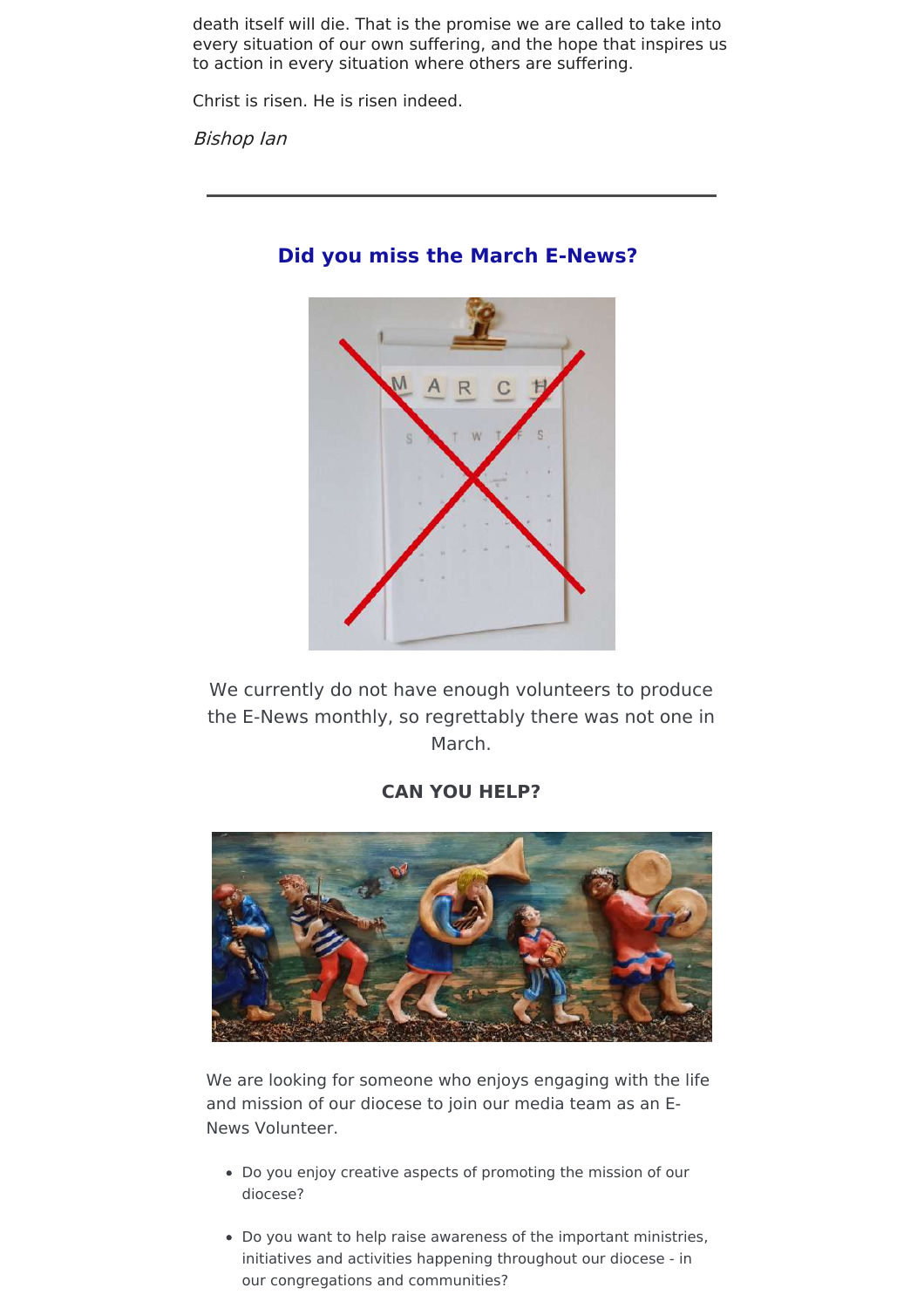death itself will die. That is the promise we are called to take into every situation of our own suffering, and the hope that inspires us to action in every situation where others are suffering.

Christ is risen. He is risen indeed.

*Bishop Ian*

---

## Did you miss the March E-News?

We currently do not have enough volunteers to produce the E-News monthly, so regrettably there was not one in March.

**CAN YOU HELP?**

We are looking for someone who enjoys engaging with the life and mission of our diocese to join our media team as an E-News Volunteer.

- Do you enjoy creative aspects of promoting the mission of our diocese?
- Do you want to help raise awareness of the important ministries, initiatives and activities happening throughout our diocese - in our congregations and communities?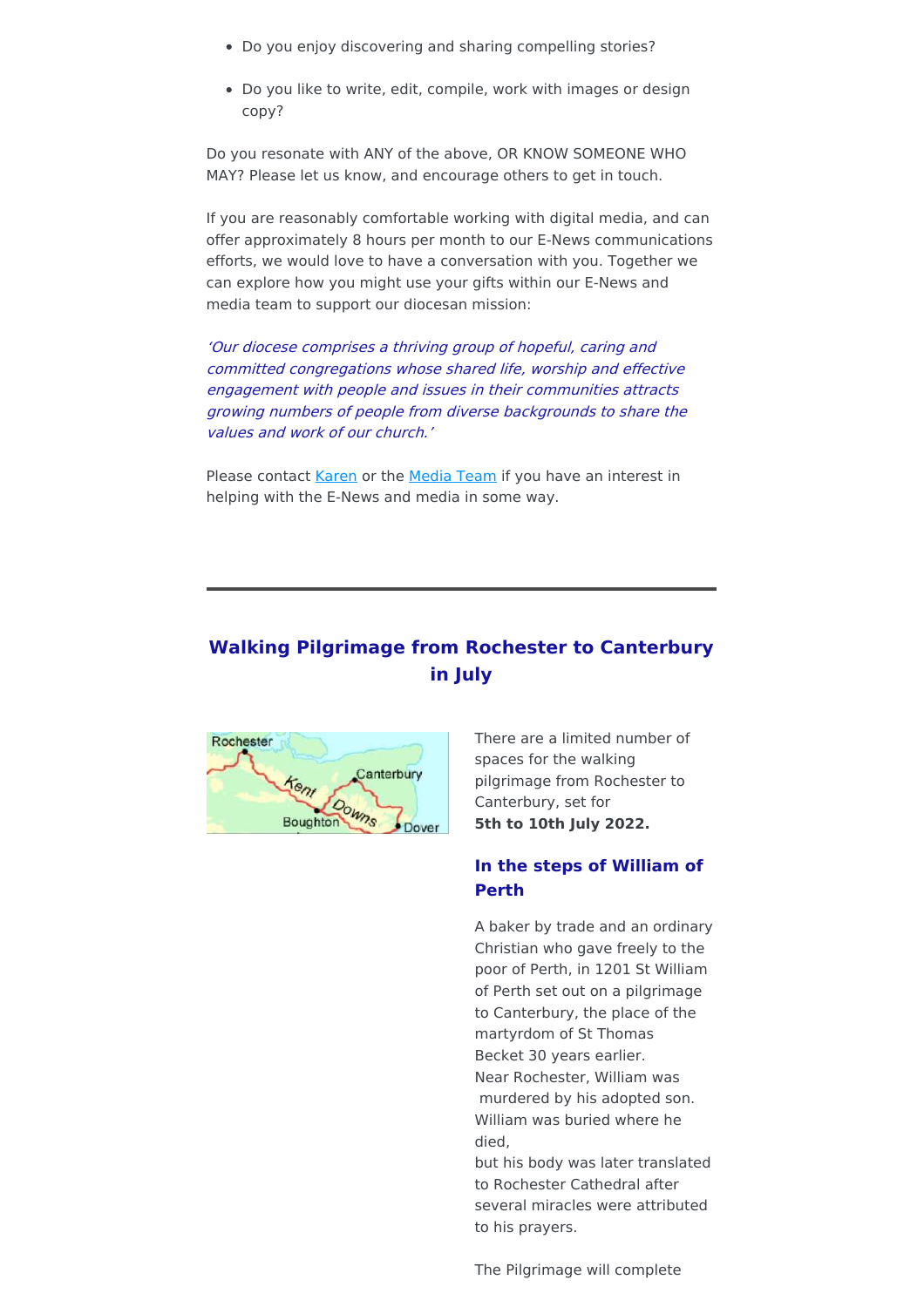- Do you enjoy discovering and sharing compelling stories?
- Do you like to write, edit, compile, work with images or design copy?

Do you resonate with ANY of the above, OR KNOW SOMEONE WHO MAY? Please let us know, and encourage others to get in touch.

If you are reasonably comfortable working with digital media, and can offer approximately 8 hours per month to our E-News communications efforts, we would love to have a conversation with you. Together we can explore how you might use your gifts within our E-News and media team to support our diocesan mission:

*'Our diocese comprises a thriving group of hopeful, caring and committed congregations whose shared life, worship and effective engagement with people and issues in their communities attracts growing numbers of people from diverse backgrounds to share the values and work of our church.'*

Please contact Karen or the Media Team if you have an interest in helping with the E-News and media in some way.

---

## Walking Pilgrimage from Rochester to Canterbury in July

There are a limited number of spaces for the walking pilgrimage from Rochester to Canterbury, set for **5th to 10th July 2022.**

### In the steps of William of Perth

A baker by trade and an ordinary Christian who gave freely to the poor of Perth, in 1201 St William of Perth set out on a pilgrimage to Canterbury, the place of the martyrdom of St Thomas Becket 30 years earlier.
Near Rochester, William was murdered by his adopted son. William was buried where he died,
but his body was later translated to Rochester Cathedral after several miracles were attributed to his prayers.

The Pilgrimage will complete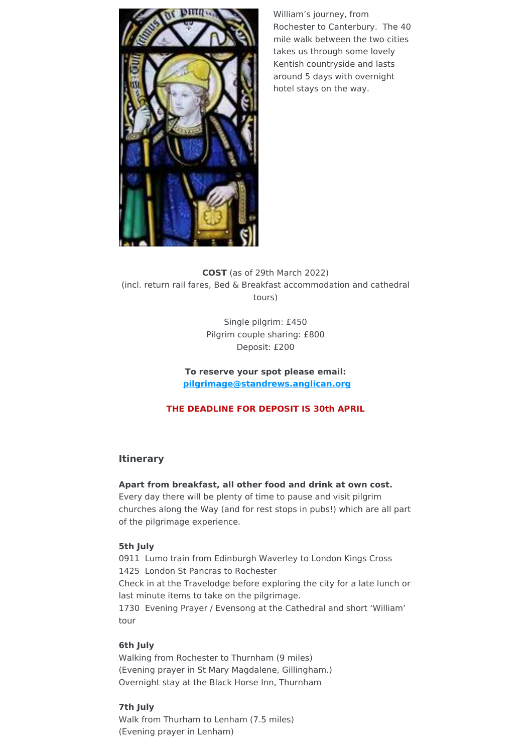William's journey, from Rochester to Canterbury. The 40 mile walk between the two cities takes us through some lovely Kentish countryside and lasts around 5 days with overnight hotel stays on the way.

**COST** (as of 29th March 2022)
(incl. return rail fares, Bed & Breakfast accommodation and cathedral tours)

Single pilgrim: £450
Pilgrim couple sharing: £800
Deposit: £200

**To reserve your spot please email:**
**pilgrimage@standrews.anglican.org**

**THE DEADLINE FOR DEPOSIT IS 30th APRIL**

### Itinerary

**Apart from breakfast, all other food and drink at own cost.**
Every day there will be plenty of time to pause and visit pilgrim churches along the Way (and for rest stops in pubs!) which are all part of the pilgrimage experience.

**5th July**
0911 Lumo train from Edinburgh Waverley to London Kings Cross
1425 London St Pancras to Rochester
Check in at the Travelodge before exploring the city for a late lunch or last minute items to take on the pilgrimage.
1730 Evening Prayer / Evensong at the Cathedral and short 'William' tour

**6th July**
Walking from Rochester to Thurnham (9 miles)
(Evening prayer in St Mary Magdalene, Gillingham.)
Overnight stay at the Black Horse Inn, Thurnham

**7th July**
Walk from Thurham to Lenham (7.5 miles)
(Evening prayer in Lenham)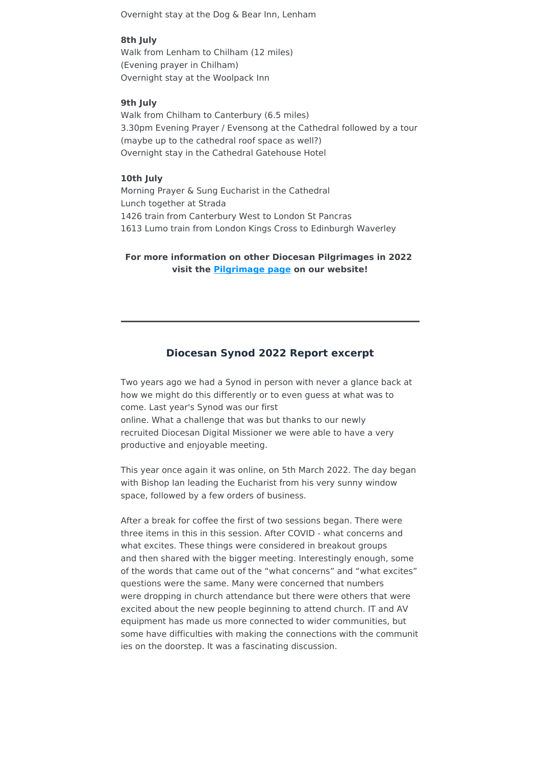Overnight stay at the Dog & Bear Inn, Lenham

**8th July**
Walk from Lenham to Chilham (12 miles)
(Evening prayer in Chilham)
Overnight stay at the Woolpack Inn

**9th July**
Walk from Chilham to Canterbury (6.5 miles)
3.30pm Evening Prayer / Evensong at the Cathedral followed by a tour (maybe up to the cathedral roof space as well?)
Overnight stay in the Cathedral Gatehouse Hotel

**10th July**
Morning Prayer & Sung Eucharist in the Cathedral
Lunch together at Strada
1426 train from Canterbury West to London St Pancras
1613 Lumo train from London Kings Cross to Edinburgh Waverley

**For more information on other Diocesan Pilgrimages in 2022 visit the Pilgrimage page on our website!**

---

## Diocesan Synod 2022 Report excerpt

Two years ago we had a Synod in person with never a glance back at how we might do this differently or to even guess at what was to come. Last year's Synod was our first online. What a challenge that was but thanks to our newly recruited Diocesan Digital Missioner we were able to have a very productive and enjoyable meeting.

This year once again it was online, on 5th March 2022. The day began with Bishop Ian leading the Eucharist from his very sunny window space, followed by a few orders of business.

After a break for coffee the first of two sessions began. There were three items in this in this session. After COVID - what concerns and what excites. These things were considered in breakout groups and then shared with the bigger meeting. Interestingly enough, some of the words that came out of the "what concerns" and "what excites" questions were the same. Many were concerned that numbers were dropping in church attendance but there were others that were excited about the new people beginning to attend church. IT and AV equipment has made us more connected to wider communities, but some have difficulties with making the connections with the communities on the doorstep. It was a fascinating discussion.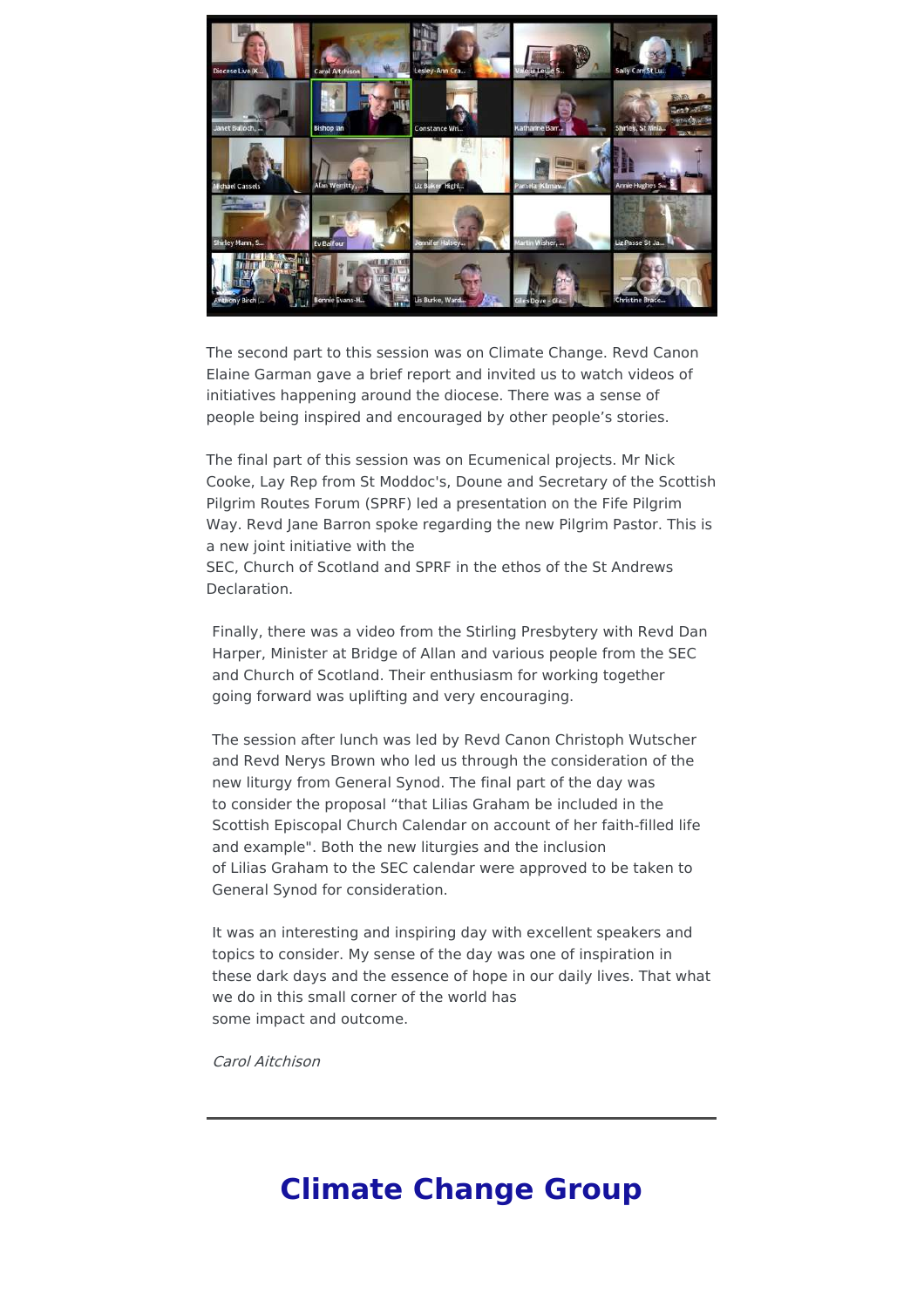The second part to this session was on Climate Change. Revd Canon Elaine Garman gave a brief report and invited us to watch videos of initiatives happening around the diocese. There was a sense of people being inspired and encouraged by other people's stories.

The final part of this session was on Ecumenical projects. Mr Nick Cooke, Lay Rep from St Moddoc's, Doune and Secretary of the Scottish Pilgrim Routes Forum (SPRF) led a presentation on the Fife Pilgrim Way. Revd Jane Barron spoke regarding the new Pilgrim Pastor. This is a new joint initiative with the SEC, Church of Scotland and SPRF in the ethos of the St Andrews Declaration.

Finally, there was a video from the Stirling Presbytery with Revd Dan Harper, Minister at Bridge of Allan and various people from the SEC and Church of Scotland. Their enthusiasm for working together going forward was uplifting and very encouraging.

The session after lunch was led by Revd Canon Christoph Wutscher and Revd Nerys Brown who led us through the consideration of the new liturgy from General Synod. The final part of the day was to consider the proposal "that Lilias Graham be included in the Scottish Episcopal Church Calendar on account of her faith-filled life and example". Both the new liturgies and the inclusion of Lilias Graham to the SEC calendar were approved to be taken to General Synod for consideration.

It was an interesting and inspiring day with excellent speakers and topics to consider. My sense of the day was one of inspiration in these dark days and the essence of hope in our daily lives. That what we do in this small corner of the world has some impact and outcome.

*Carol Aitchison*

---

## Climate Change Group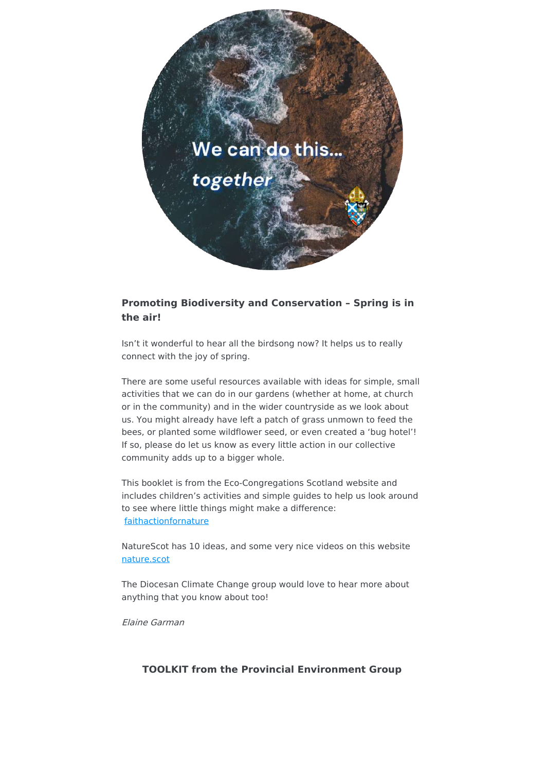**Promoting Biodiversity and Conservation – Spring is in the air!**

Isn't it wonderful to hear all the birdsong now? It helps us to really connect with the joy of spring.

There are some useful resources available with ideas for simple, small activities that we can do in our gardens (whether at home, at church or in the community) and in the wider countryside as we look about us. You might already have left a patch of grass unmown to feed the bees, or planted some wildflower seed, or even created a 'bug hotel'! If so, please do let us know as every little action in our collective community adds up to a bigger whole.

This booklet is from the Eco-Congregations Scotland website and includes children's activities and simple guides to help us look around to see where little things might make a difference: faithactionfornature

NatureScot has 10 ideas, and some very nice videos on this website nature.scot

The Diocesan Climate Change group would love to hear more about anything that you know about too!

*Elaine Garman*

**TOOLKIT from the Provincial Environment Group**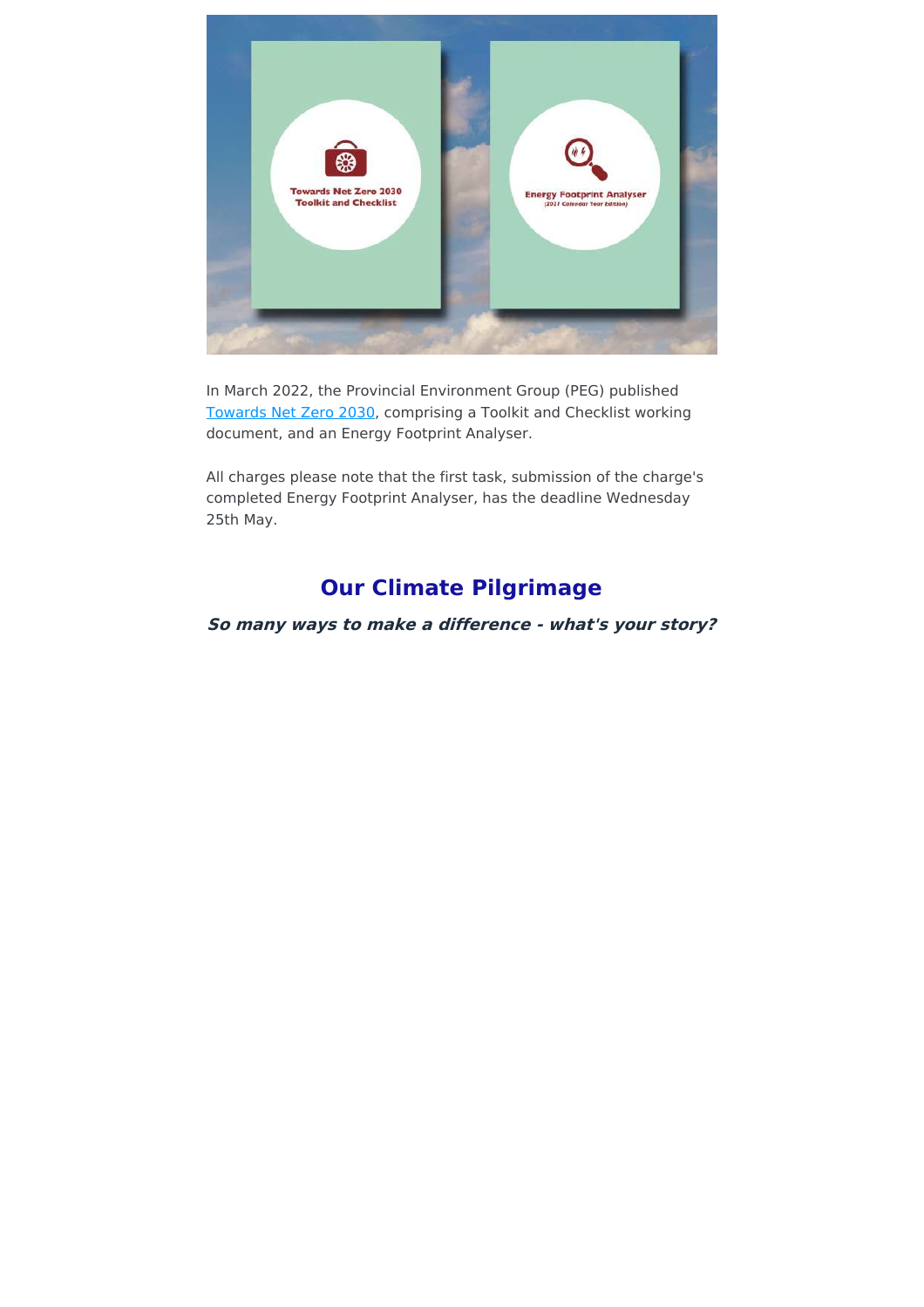In March 2022, the Provincial Environment Group (PEG) published Towards Net Zero 2030, comprising a Toolkit and Checklist working document, and an Energy Footprint Analyser.

All charges please note that the first task, submission of the charge's completed Energy Footprint Analyser, has the deadline Wednesday 25th May.

## Our Climate Pilgrimage

***So many ways to make a difference - what's your story?***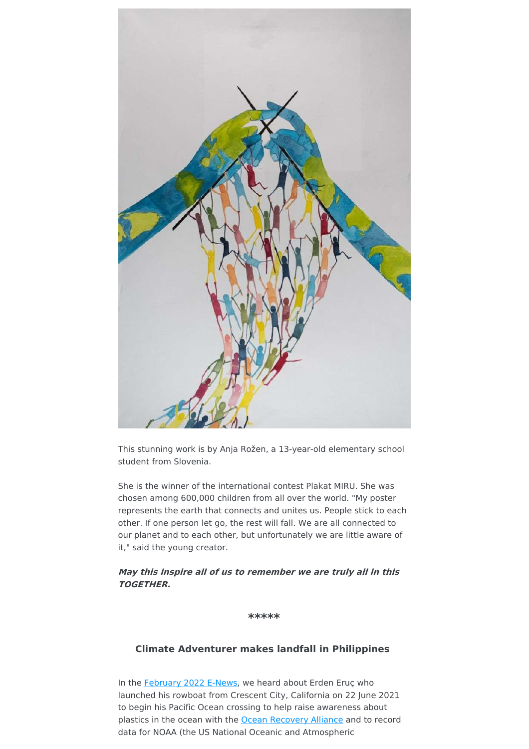This stunning work is by Anja Rožen, a 13-year-old elementary school student from Slovenia.

She is the winner of the international contest Plakat MIRU. She was chosen among 600,000 children from all over the world. "My poster represents the earth that connects and unites us. People stick to each other. If one person let go, the rest will fall. We are all connected to our planet and to each other, but unfortunately we are little aware of it," said the young creator.

***May this inspire all of us to remember we are truly all in this TOGETHER.***

*****

### Climate Adventurer makes landfall in Philippines

In the February 2022 E-News, we heard about Erden Eruç who launched his rowboat from Crescent City, California on 22 June 2021 to begin his Pacific Ocean crossing to help raise awareness about plastics in the ocean with the Ocean Recovery Alliance and to record data for NOAA (the US National Oceanic and Atmospheric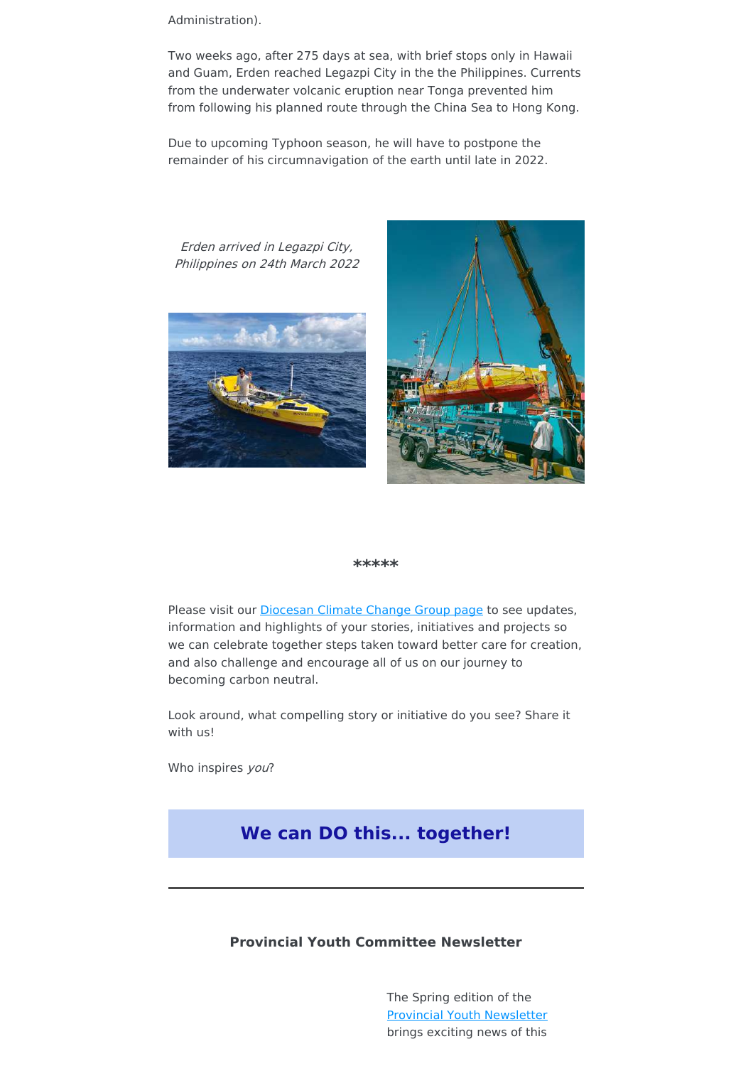Administration).

Two weeks ago, after 275 days at sea, with brief stops only in Hawaii and Guam, Erden reached Legazpi City in the the Philippines. Currents from the underwater volcanic eruption near Tonga prevented him from following his planned route through the China Sea to Hong Kong.

Due to upcoming Typhoon season, he will have to postpone the remainder of his circumnavigation of the earth until late in 2022.

*Erden arrived in Legazpi City, Philippines on 24th March 2022*

*****

Please visit our [Diocesan Climate Change Group page]() to see updates, information and highlights of your stories, initiatives and projects so we can celebrate together steps taken toward better care for creation, and also challenge and encourage all of us on our journey to becoming carbon neutral.

Look around, what compelling story or initiative do you see? Share it with us!

Who inspires *you*?

## We can DO this... together!

---

**Provincial Youth Committee Newsletter**

The Spring edition of the [Provincial Youth Newsletter]() brings exciting news of this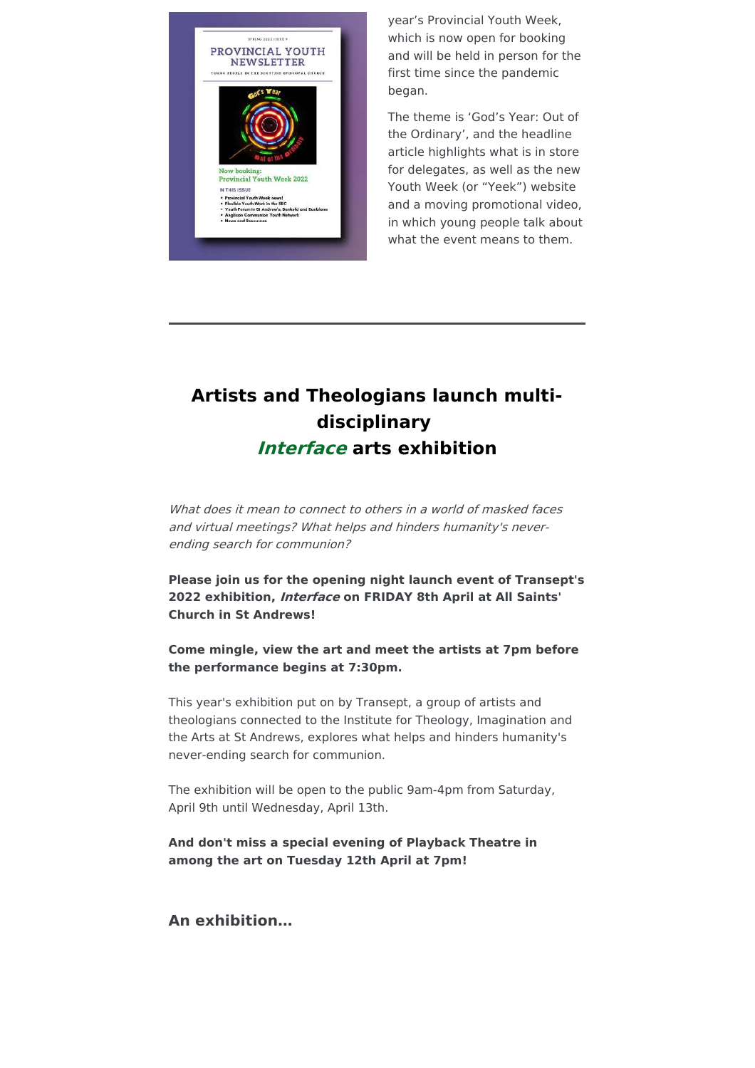year's Provincial Youth Week, which is now open for booking and will be held in person for the first time since the pandemic began.

The theme is 'God's Year: Out of the Ordinary', and the headline article highlights what is in store for delegates, as well as the new Youth Week (or "Yeek") website and a moving promotional video, in which young people talk about what the event means to them.

---

## Artists and Theologians launch multi-disciplinary *Interface* arts exhibition

*What does it mean to connect to others in a world of masked faces and virtual meetings? What helps and hinders humanity's never-ending search for communion?*

**Please join us for the opening night launch event of Transept's 2022 exhibition, *Interface* on FRIDAY 8th April at All Saints' Church in St Andrews!**

**Come mingle, view the art and meet the artists at 7pm before the performance begins at 7:30pm.**

This year's exhibition put on by Transept, a group of artists and theologians connected to the Institute for Theology, Imagination and the Arts at St Andrews, explores what helps and hinders humanity's never-ending search for communion.

The exhibition will be open to the public 9am-4pm from Saturday, April 9th until Wednesday, April 13th.

**And don't miss a special evening of Playback Theatre in among the art on Tuesday 12th April at 7pm!**

### An exhibition...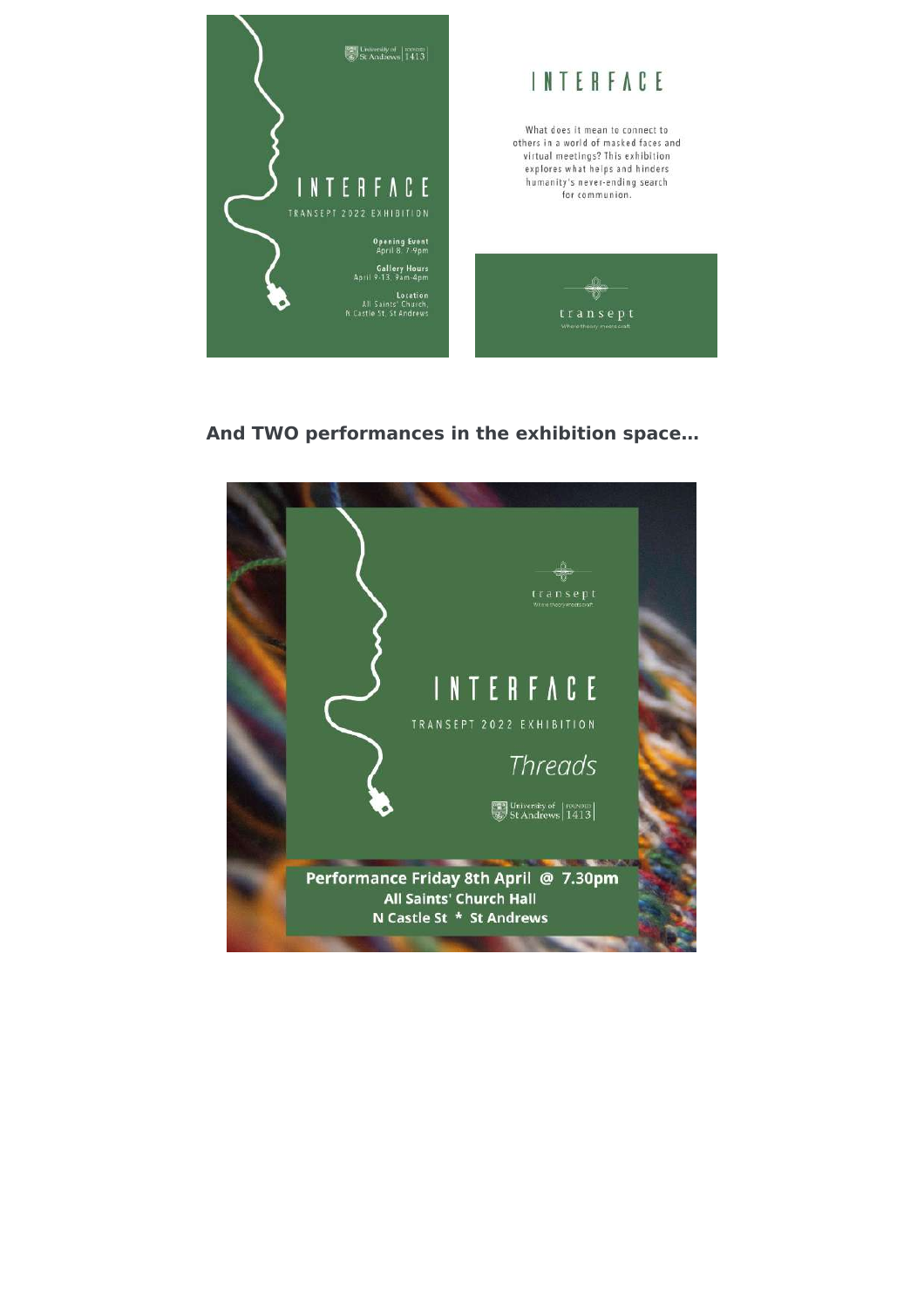University of St Andrews | FOUNDED 1413

# INTERFACE

TRANSEPT 2022 EXHIBITION

**Opening Event**
April 8, 7-9pm

**Gallery Hours**
April 9-13, 9am-4pm

**Location**
All Saints' Church,
N Castle St, St Andrews

# INTERFACE

What does it mean to connect to others in a world of masked faces and virtual meetings? This exhibition explores what helps and hinders humanity's never-ending search for communion.

transept
Where theory meets craft

**And TWO performances in the exhibition space…**

transept
Where theory meets craft

# INTERFACE

TRANSEPT 2022 EXHIBITION

*Threads*

University of St Andrews | FOUNDED 1413

**Performance Friday 8th April @ 7.30pm**
**All Saints' Church Hall**
**N Castle St * St Andrews**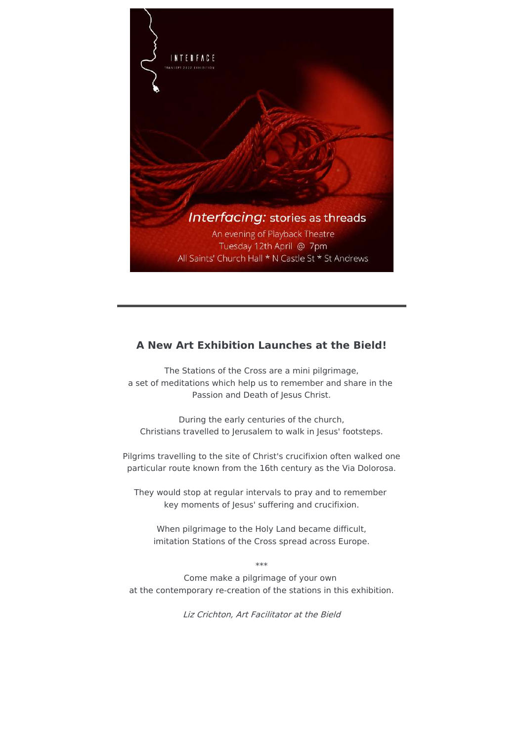INTERFACE

TRANSEPT 2022 EXHIBITION

*Interfacing:* stories as threads

An evening of Playback Theatre

Tuesday 12th April @ 7pm

All Saints' Church Hall * N Castle St * St Andrews

---

### A New Art Exhibition Launches at the Bield!

The Stations of the Cross are a mini pilgrimage,
a set of meditations which help us to remember and share in the Passion and Death of Jesus Christ.

During the early centuries of the church,
Christians travelled to Jerusalem to walk in Jesus' footsteps.

Pilgrims travelling to the site of Christ's crucifixion often walked one particular route known from the 16th century as the Via Dolorosa.

They would stop at regular intervals to pray and to remember key moments of Jesus' suffering and crucifixion.

When pilgrimage to the Holy Land became difficult,
imitation Stations of the Cross spread across Europe.

***

Come make a pilgrimage of your own
at the contemporary re-creation of the stations in this exhibition.

*Liz Crichton, Art Facilitator at the Bield*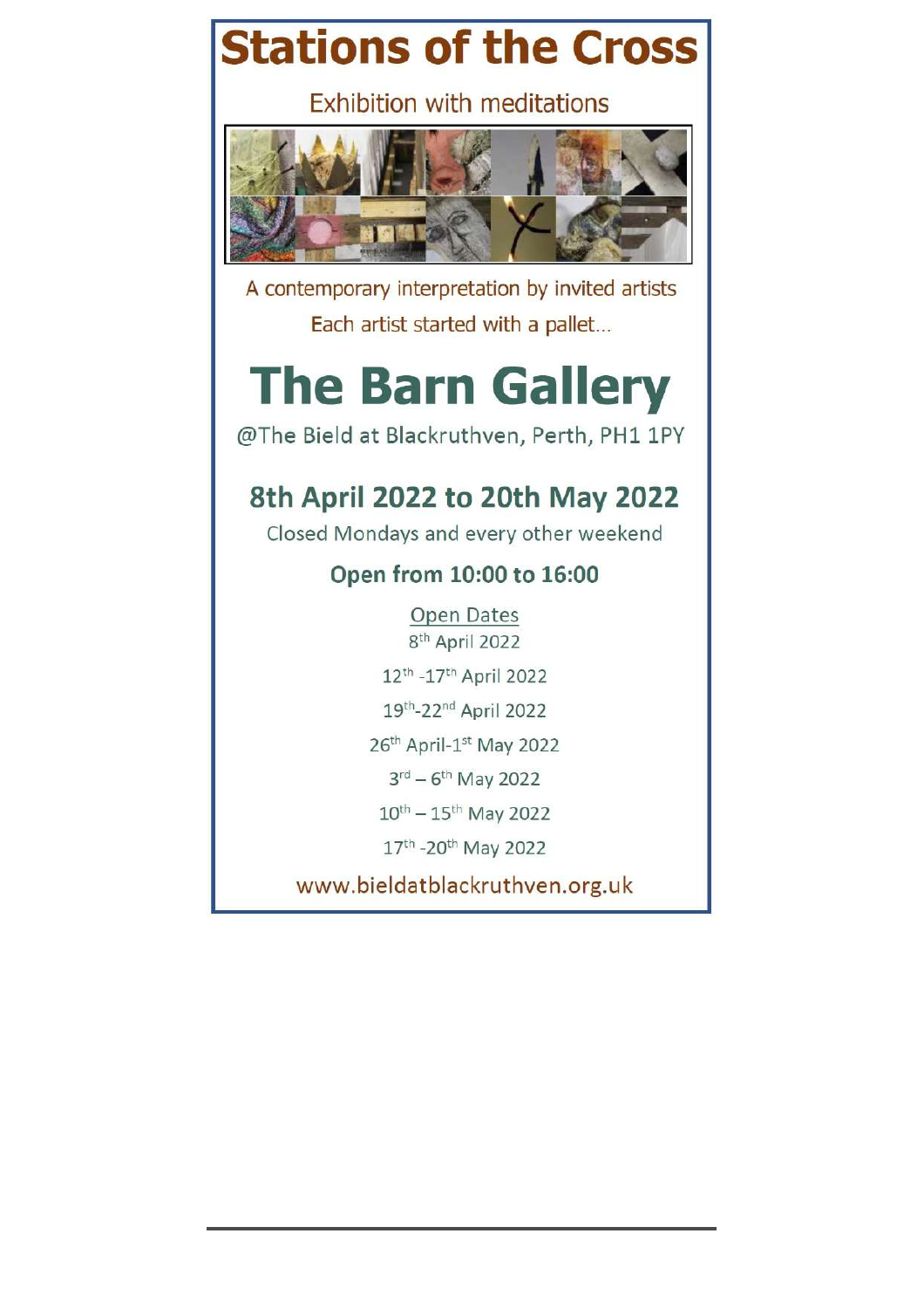# Stations of the Cross

Exhibition with meditations

A contemporary interpretation by invited artists

Each artist started with a pallet...

# The Barn Gallery

@The Bield at Blackruthven, Perth, PH1 1PY

## 8th April 2022 to 20th May 2022

Closed Mondays and every other weekend

### Open from 10:00 to 16:00

Open Dates

8th April 2022

12th -17th April 2022

19th-22nd April 2022

26th April-1st May 2022

3rd – 6th May 2022

10th – 15th May 2022

17th -20th May 2022

www.bieldatblackruthven.org.uk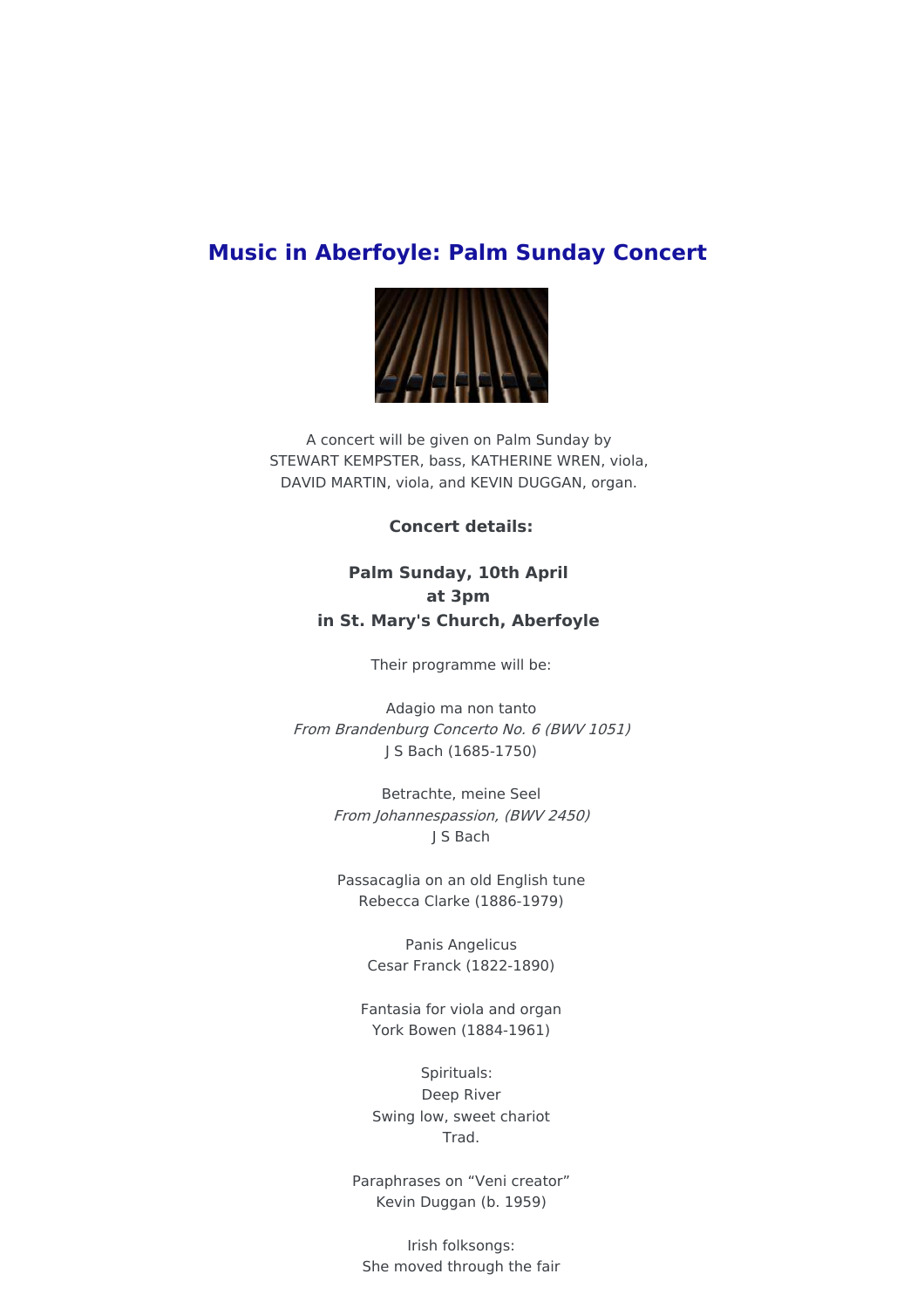## Music in Aberfoyle: Palm Sunday Concert

A concert will be given on Palm Sunday by
STEWART KEMPSTER, bass, KATHERINE WREN, viola,
DAVID MARTIN, viola, and KEVIN DUGGAN, organ.

**Concert details:**

**Palm Sunday, 10th April**
**at 3pm**
**in St. Mary's Church, Aberfoyle**

Their programme will be:

Adagio ma non tanto
*From Brandenburg Concerto No. 6 (BWV 1051)*
J S Bach (1685-1750)

Betrachte, meine Seel
*From Johannespassion, (BWV 2450)*
J S Bach

Passacaglia on an old English tune
Rebecca Clarke (1886-1979)

Panis Angelicus
Cesar Franck (1822-1890)

Fantasia for viola and organ
York Bowen (1884-1961)

Spirituals:
Deep River
Swing low, sweet chariot
Trad.

Paraphrases on “Veni creator”
Kevin Duggan (b. 1959)

Irish folksongs:
She moved through the fair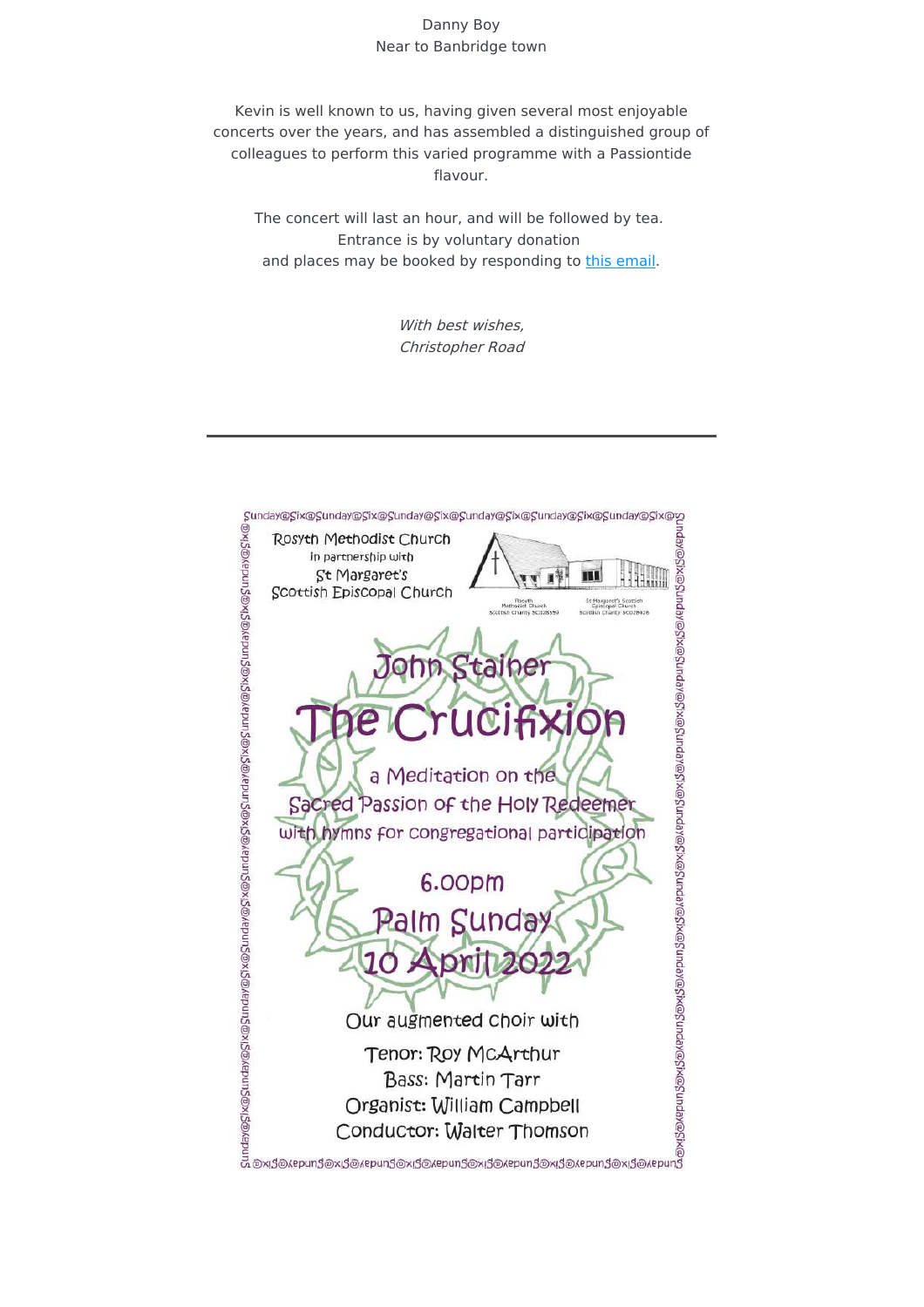Danny Boy
Near to Banbridge town

Kevin is well known to us, having given several most enjoyable concerts over the years, and has assembled a distinguished group of colleagues to perform this varied programme with a Passiontide flavour.

The concert will last an hour, and will be followed by tea.
Entrance is by voluntary donation
and places may be booked by responding to this email.

*With best wishes,*
*Christopher Road*

---

Rosyth Methodist Church
in partnership with
St Margaret's
Scottish Episcopal Church

Rosyth Methodist Church Scottish Charity SC028559
St Margaret's Scottish Episcopal Church Scottish Charity SC028928

John Stainer

# The Crucifixion

a Meditation on the
Sacred Passion of the Holy Redeemer
with hymns for congregational participation

6.00pm
Palm Sunday
10 April 2022

Our augmented choir with

Tenor: Roy McArthur
Bass: Martin Tarr
Organist: William Campbell
Conductor: Walter Thomson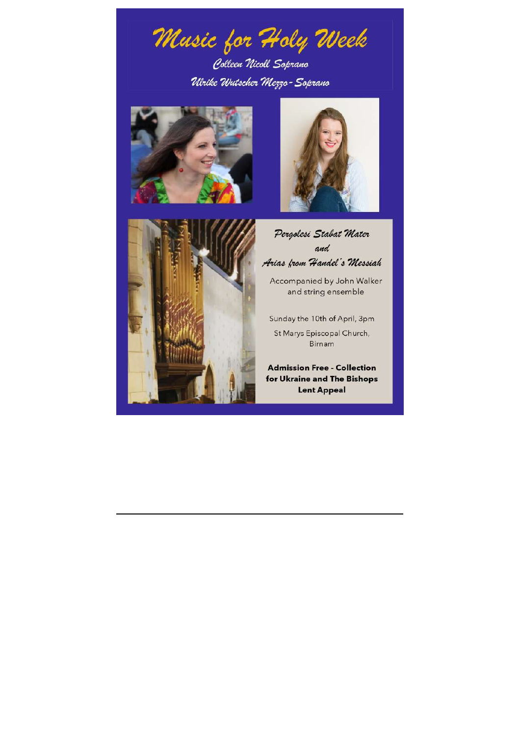# Music for Holy Week

*Colleen Nicoll Soprano*

*Ulrike Wutscher Mezzo-Soprano*

*Pergolesi Stabat Mater*

*and*

*Arias from Handel's Messiah*

Accompanied by John Walker and string ensemble

Sunday the 10th of April, 3pm

St Marys Episcopal Church, Birnam

**Admission Free - Collection for Ukraine and The Bishops Lent Appeal**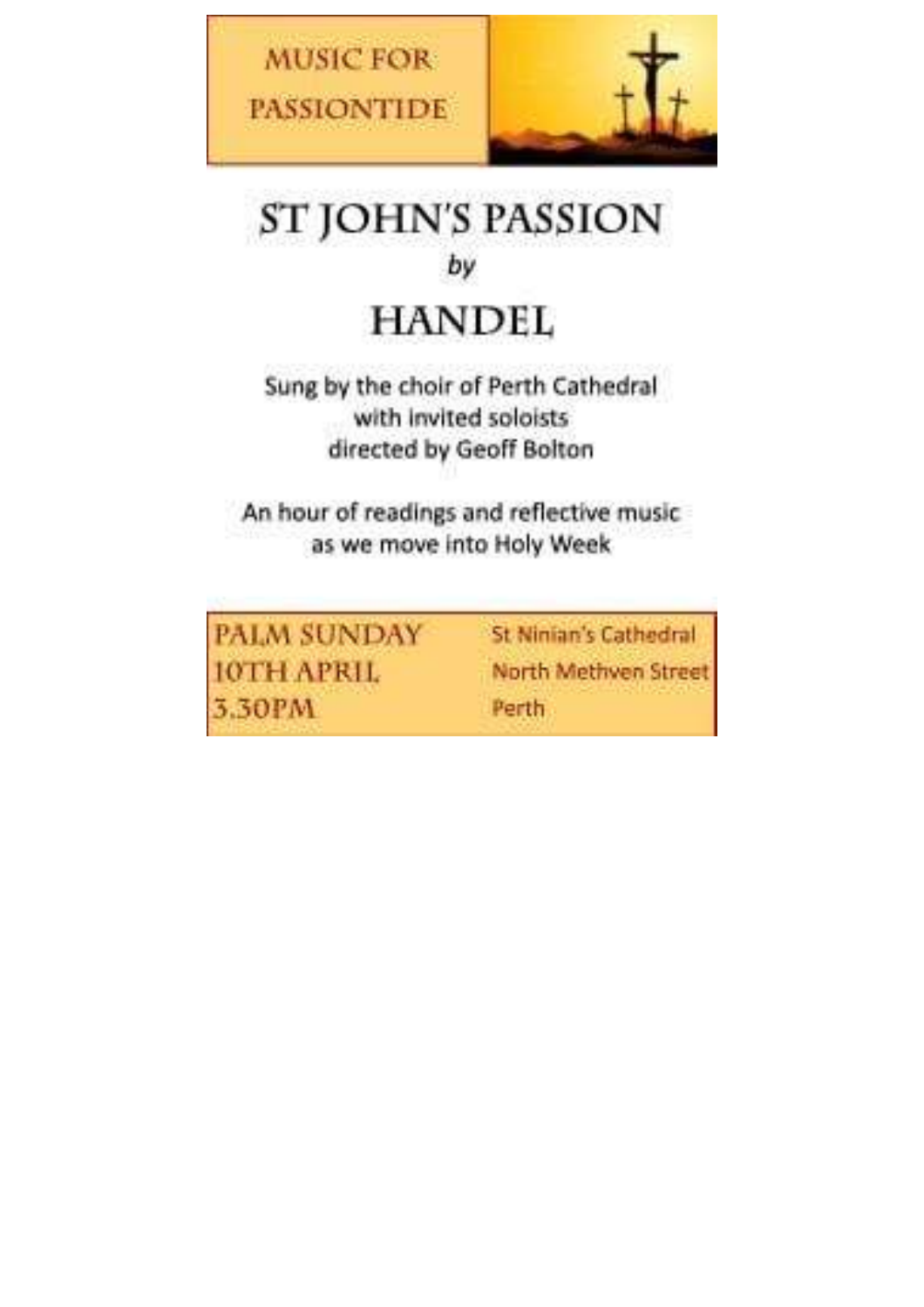MUSIC FOR PASSIONTIDE

# ST JOHN'S PASSION

*by*

# HANDEL

Sung by the choir of Perth Cathedral
with invited soloists
directed by Geoff Bolton

An hour of readings and reflective music
as we move into Holy Week

| PALM SUNDAY | St Ninian's Cathedral |
| --- | --- |
| 10TH APRIL | North Methven Street |
| 3.30PM | Perth |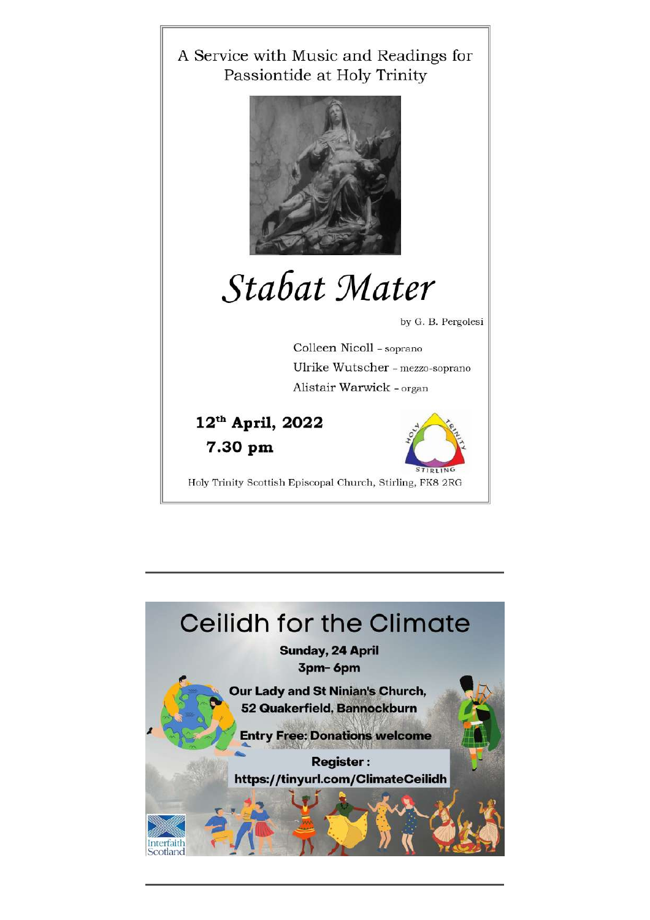A Service with Music and Readings for Passiontide at Holy Trinity

# *Stabat Mater*

by G. B. Pergolesi

Colleen Nicoll – soprano
Ulrike Wutscher – mezzo-soprano
Alistair Warwick – organ

**12th April, 2022**
**7.30 pm**

HOLY TRINITY STIRLING

Holy Trinity Scottish Episcopal Church, Stirling, FK8 2RG

---

# Ceilidh for the Climate

**Sunday, 24 April**
**3pm- 6pm**

**Our Lady and St Ninian's Church,**
**52 Quakerfield, Bannockburn**

**Entry Free: Donations welcome**

**Register :**
**https://tinyurl.com/ClimateCeilidh**

Interfaith Scotland

---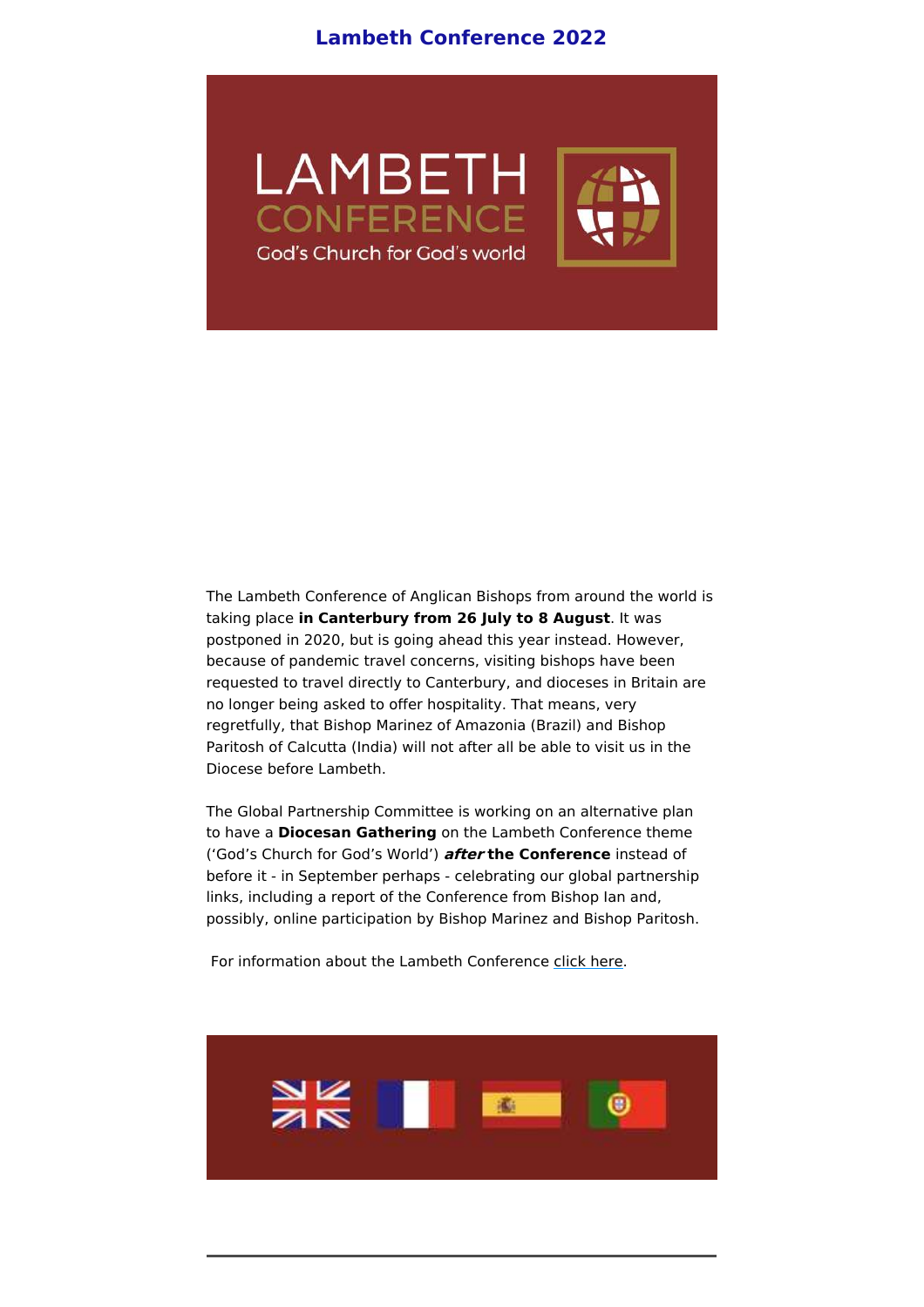# Lambeth Conference 2022

The Lambeth Conference of Anglican Bishops from around the world is taking place **in Canterbury from 26 July to 8 August**. It was postponed in 2020, but is going ahead this year instead. However, because of pandemic travel concerns, visiting bishops have been requested to travel directly to Canterbury, and dioceses in Britain are no longer being asked to offer hospitality. That means, very regretfully, that Bishop Marinez of Amazonia (Brazil) and Bishop Paritosh of Calcutta (India) will not after all be able to visit us in the Diocese before Lambeth.

The Global Partnership Committee is working on an alternative plan to have a **Diocesan Gathering** on the Lambeth Conference theme ('God's Church for God's World') ***after*** **the Conference** instead of before it - in September perhaps - celebrating our global partnership links, including a report of the Conference from Bishop Ian and, possibly, online participation by Bishop Marinez and Bishop Paritosh.

For information about the Lambeth Conference click here.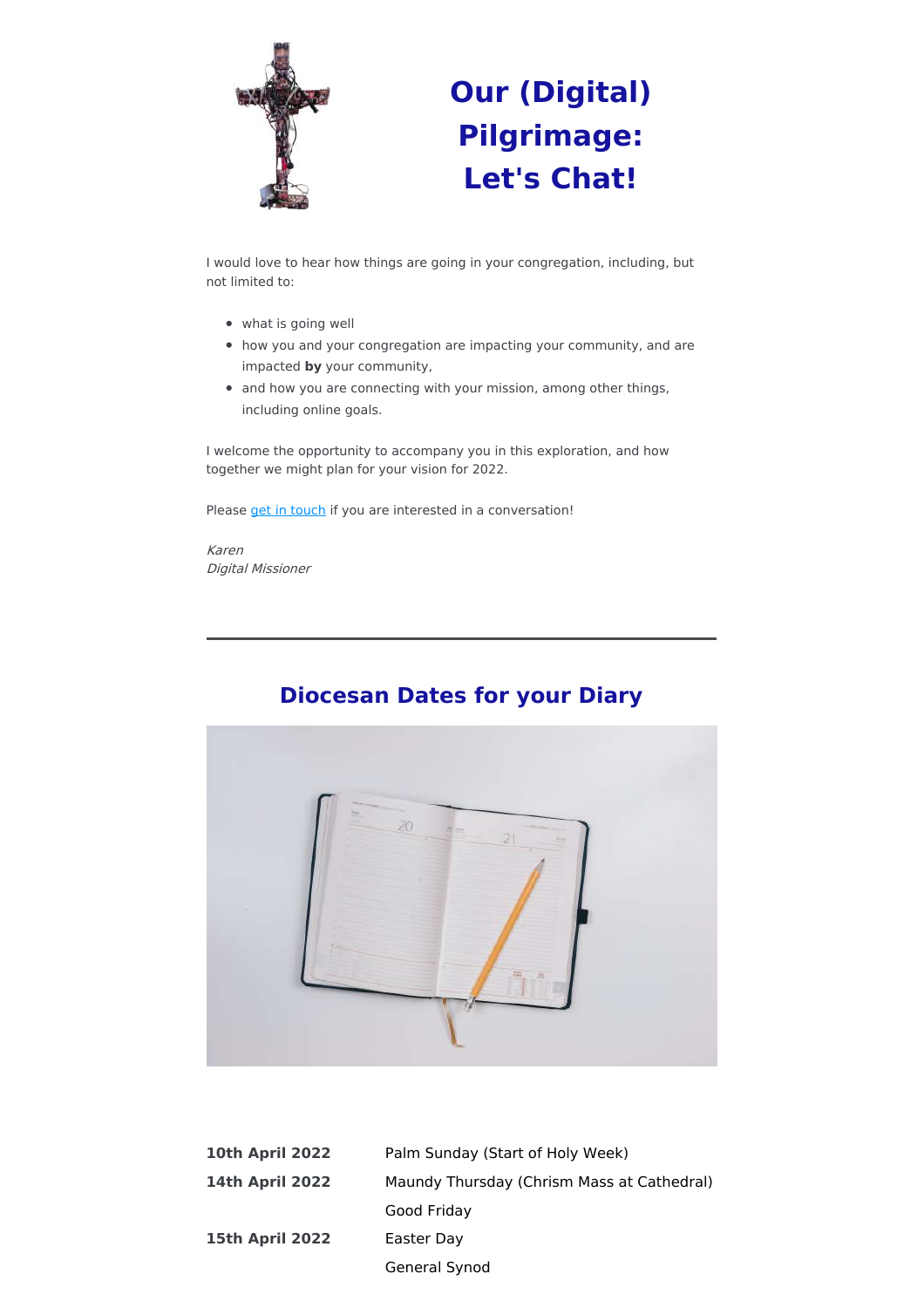# Our (Digital) Pilgrimage: Let's Chat!

I would love to hear how things are going in your congregation, including, but not limited to:

- what is going well
- how you and your congregation are impacting your community, and are impacted **by** your community,
- and how you are connecting with your mission, among other things, including online goals.

I welcome the opportunity to accompany you in this exploration, and how together we might plan for your vision for 2022.

Please get in touch if you are interested in a conversation!

*Karen*
*Digital Missioner*

---

## Diocesan Dates for your Diary

| | |
|---|---|
| **10th April 2022** | Palm Sunday (Start of Holy Week) |
| **14th April 2022** | Maundy Thursday (Chrism Mass at Cathedral) |
| | Good Friday |
| **15th April 2022** | Easter Day |
| | General Synod |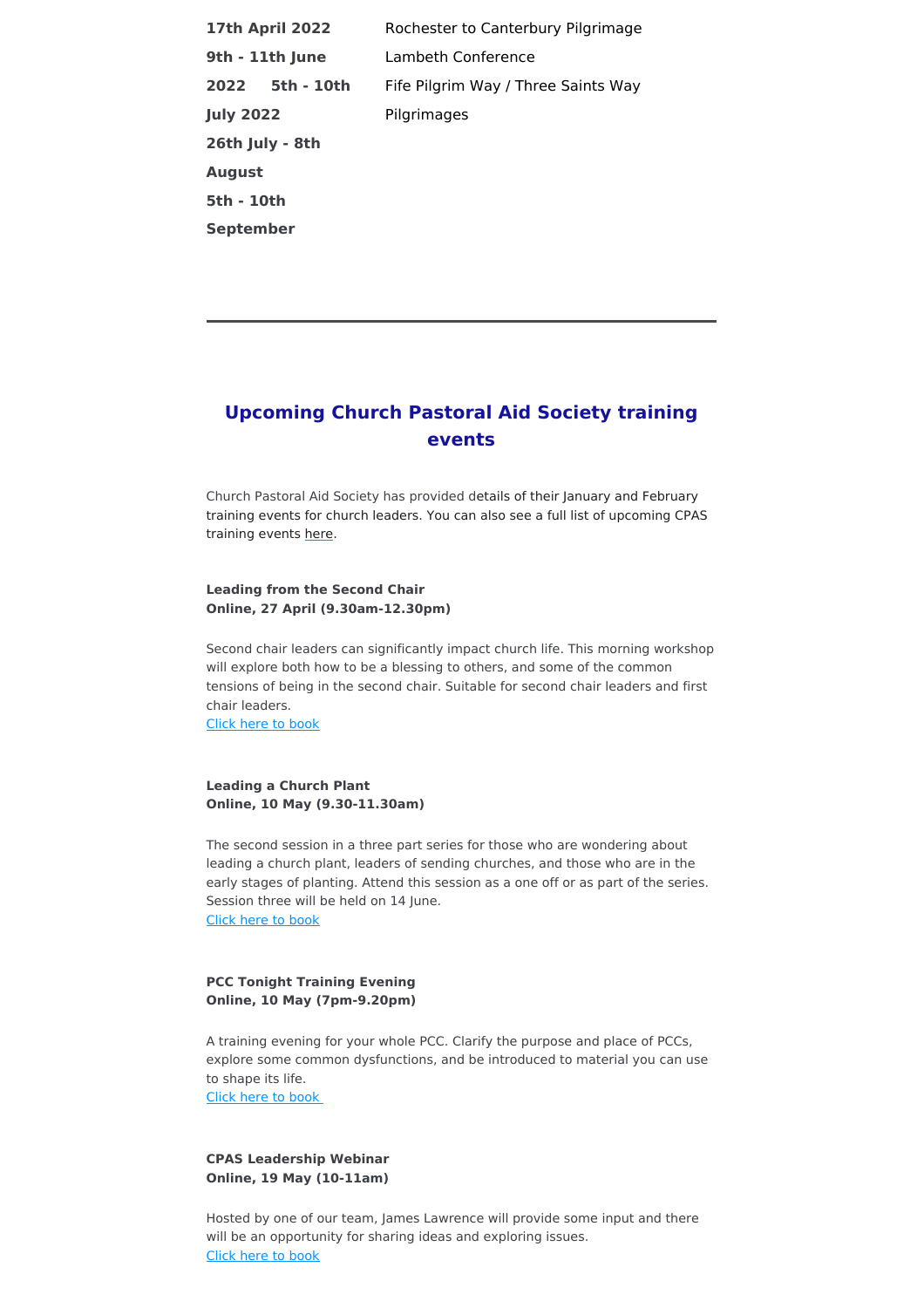| | |
|---|---|
| **17th April 2022** | Rochester to Canterbury Pilgrimage |
| **9th - 11th June 2022** | Lambeth Conference |
| **5th - 10th July 2022** | Fife Pilgrim Way / Three Saints Way |
| **26th July - 8th August** | Pilgrimages |
| **5th - 10th September** | |

---

## Upcoming Church Pastoral Aid Society training events

Church Pastoral Aid Society has provided details of their January and February training events for church leaders. You can also see a full list of upcoming CPAS training events here.

**Leading from the Second Chair**
**Online, 27 April (9.30am-12.30pm)**

Second chair leaders can significantly impact church life. This morning workshop will explore both how to be a blessing to others, and some of the common tensions of being in the second chair. Suitable for second chair leaders and first chair leaders.
Click here to book

**Leading a Church Plant**
**Online, 10 May (9.30-11.30am)**

The second session in a three part series for those who are wondering about leading a church plant, leaders of sending churches, and those who are in the early stages of planting. Attend this session as a one off or as part of the series. Session three will be held on 14 June.
Click here to book

**PCC Tonight Training Evening**
**Online, 10 May (7pm-9.20pm)**

A training evening for your whole PCC. Clarify the purpose and place of PCCs, explore some common dysfunctions, and be introduced to material you can use to shape its life.
Click here to book

**CPAS Leadership Webinar**
**Online, 19 May (10-11am)**

Hosted by one of our team, James Lawrence will provide some input and there will be an opportunity for sharing ideas and exploring issues.
Click here to book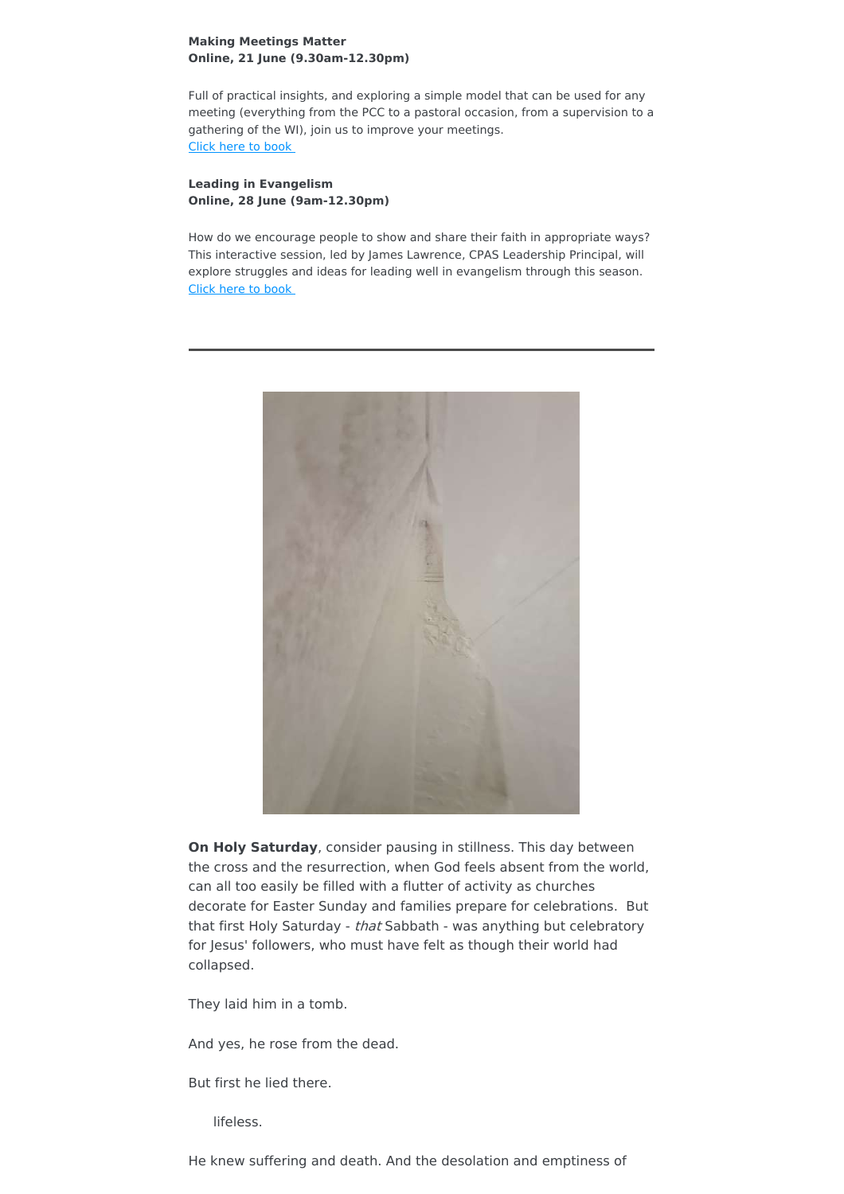**Making Meetings Matter**
**Online, 21 June (9.30am-12.30pm)**

Full of practical insights, and exploring a simple model that can be used for any meeting (everything from the PCC to a pastoral occasion, from a supervision to a gathering of the WI), join us to improve your meetings.
[Click here to book](#)

**Leading in Evangelism**
**Online, 28 June (9am-12.30pm)**

How do we encourage people to show and share their faith in appropriate ways? This interactive session, led by James Lawrence, CPAS Leadership Principal, will explore struggles and ideas for leading well in evangelism through this season.
[Click here to book](#)

---

**On Holy Saturday**, consider pausing in stillness. This day between the cross and the resurrection, when God feels absent from the world, can all too easily be filled with a flutter of activity as churches decorate for Easter Sunday and families prepare for celebrations. But that first Holy Saturday - *that* Sabbath - was anything but celebratory for Jesus' followers, who must have felt as though their world had collapsed.

They laid him in a tomb.

And yes, he rose from the dead.

But first he lied there.

lifeless.

He knew suffering and death. And the desolation and emptiness of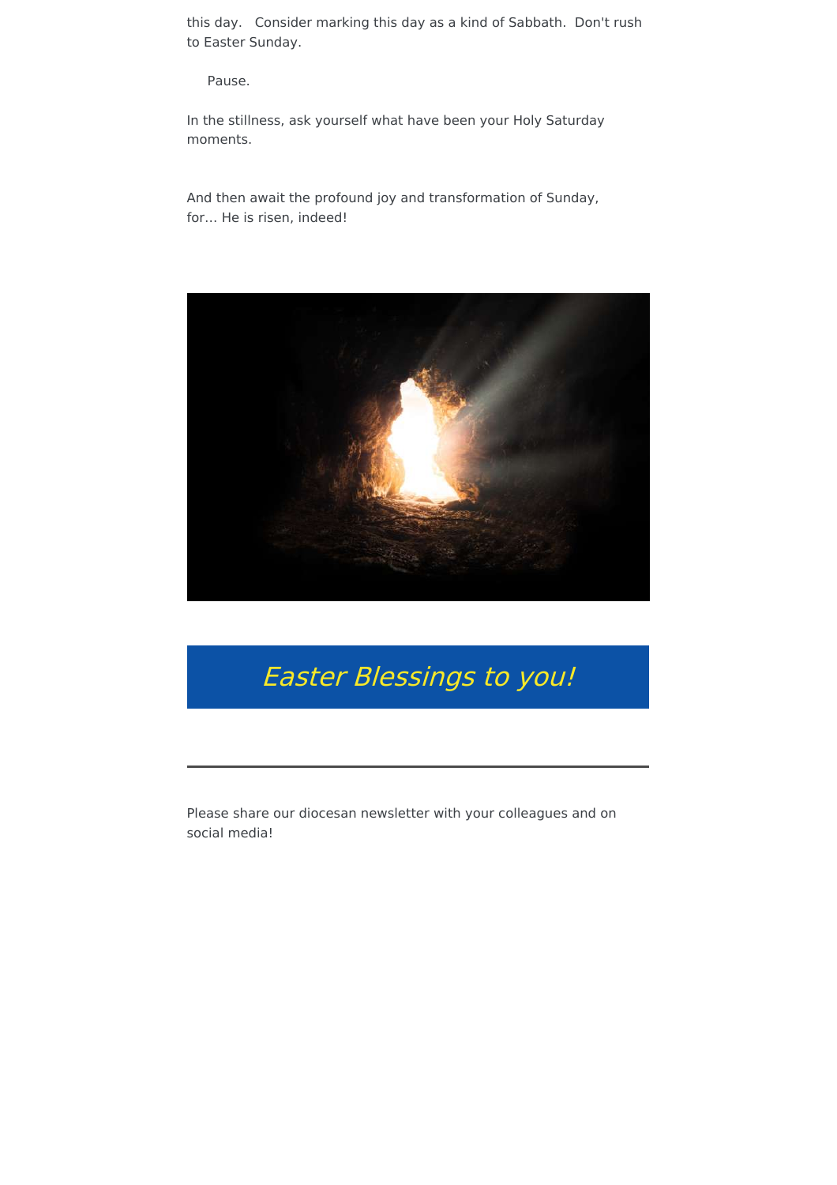this day. Consider marking this day as a kind of Sabbath. Don't rush to Easter Sunday.

Pause.

In the stillness, ask yourself what have been your Holy Saturday moments.

And then await the profound joy and transformation of Sunday, for... He is risen, indeed!

*Easter Blessings to you!*

---

Please share our diocesan newsletter with your colleagues and on social media!